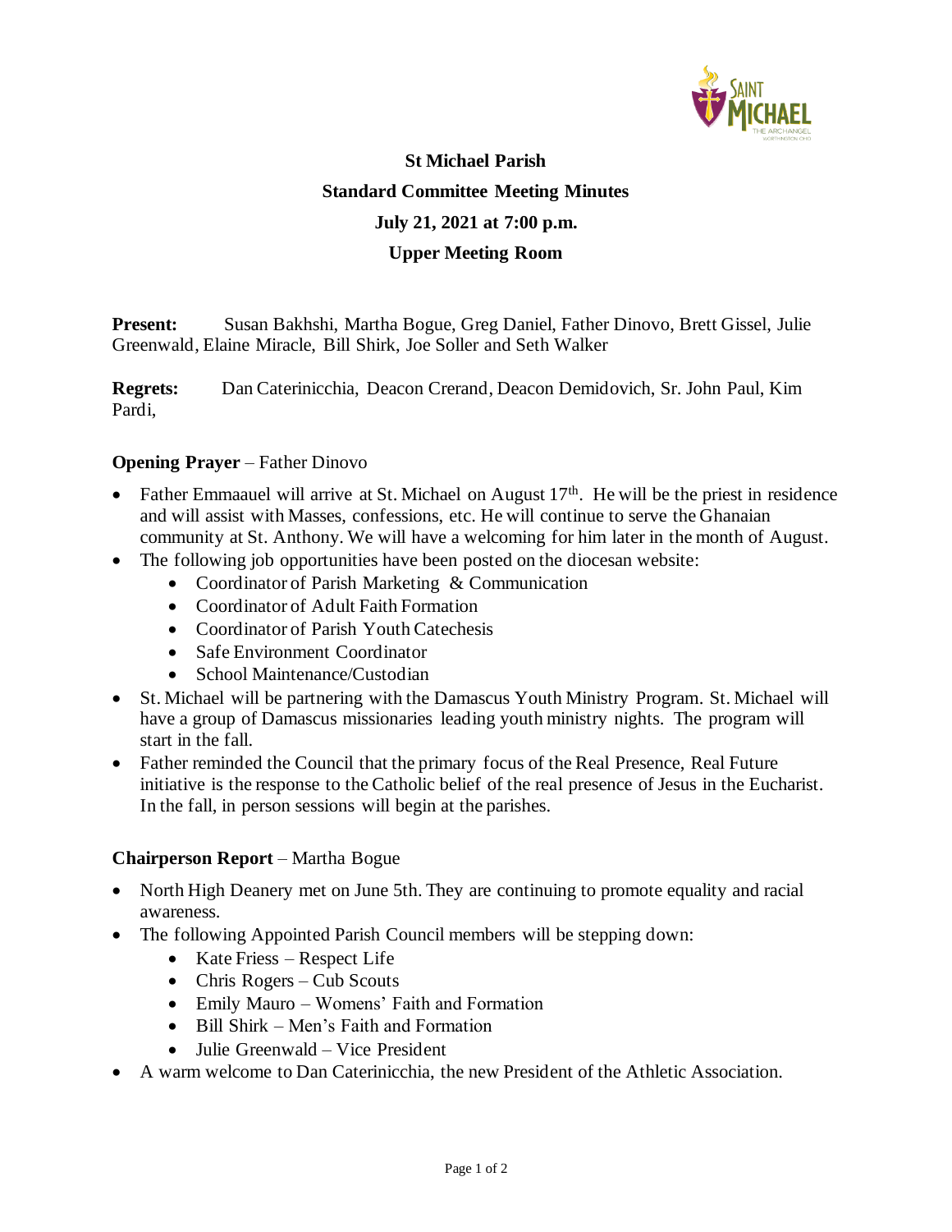# St Michael Parish

## Standard Committee Meeting Minutes

## July 21, 2021 at 7:00 p.m.

## Upper Meeting Room

**Present:** Susan Bakhshi, Martha Bogue, Greg Daniel, Father Dinovo, Brett Gissel, Julie Greenwald, Elaine Miracle, Bill Shirk, Joe Soller and Seth Walker

**Regrets:** Dan Caterinicchia, Deacon Crerand, Deacon Demidovich, Sr. John Paul, Kim Pardi,

**Opening Prayer** – Father Dinovo

- Father Emmaauel will arrive at St. Michael on August 17th. He will be the priest in residence and will assist with Masses, confessions, etc. He will continue to serve the Ghanaian community at St. Anthony. We will have a welcoming for him later in the month of August.
- The following job opportunities have been posted on the diocesan website:
  - Coordinator of Parish Marketing & Communication
  - Coordinator of Adult Faith Formation
  - Coordinator of Parish Youth Catechesis
  - Safe Environment Coordinator
  - School Maintenance/Custodian
- St. Michael will be partnering with the Damascus Youth Ministry Program. St. Michael will have a group of Damascus missionaries leading youth ministry nights. The program will start in the fall.
- Father reminded the Council that the primary focus of the Real Presence, Real Future initiative is the response to the Catholic belief of the real presence of Jesus in the Eucharist. In the fall, in person sessions will begin at the parishes.

**Chairperson Report** – Martha Bogue

- North High Deanery met on June 5th. They are continuing to promote equality and racial awareness.
- The following Appointed Parish Council members will be stepping down:
  - Kate Friess – Respect Life
  - Chris Rogers – Cub Scouts
  - Emily Mauro – Womens' Faith and Formation
  - Bill Shirk – Men's Faith and Formation
  - Julie Greenwald – Vice President
- A warm welcome to Dan Caterinicchia, the new President of the Athletic Association.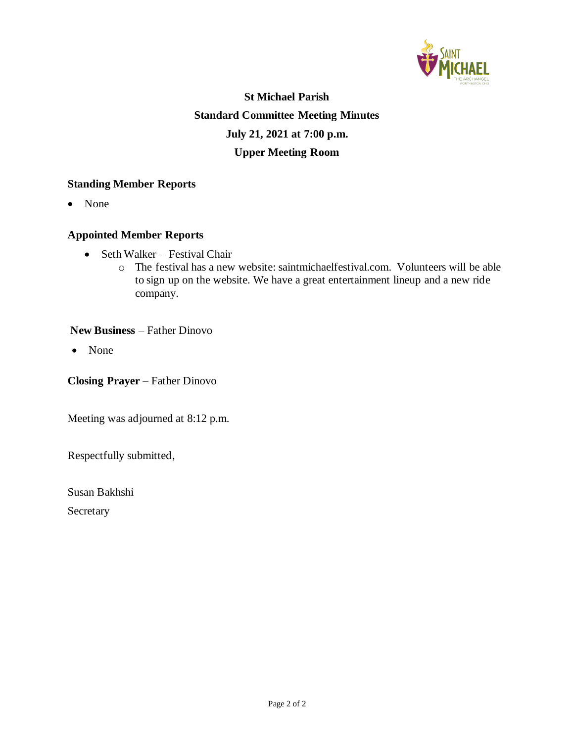**St Michael Parish**

**Standard Committee Meeting Minutes**

**July 21, 2021 at 7:00 p.m.**

**Upper Meeting Room**

**Standing Member Reports**

- None

**Appointed Member Reports**

- Seth Walker – Festival Chair
  - The festival has a new website: saintmichaelfestival.com. Volunteers will be able to sign up on the website. We have a great entertainment lineup and a new ride company.

**New Business** – Father Dinovo

- None

**Closing Prayer** – Father Dinovo

Meeting was adjourned at 8:12 p.m.

Respectfully submitted,

Susan Bakhshi

Secretary